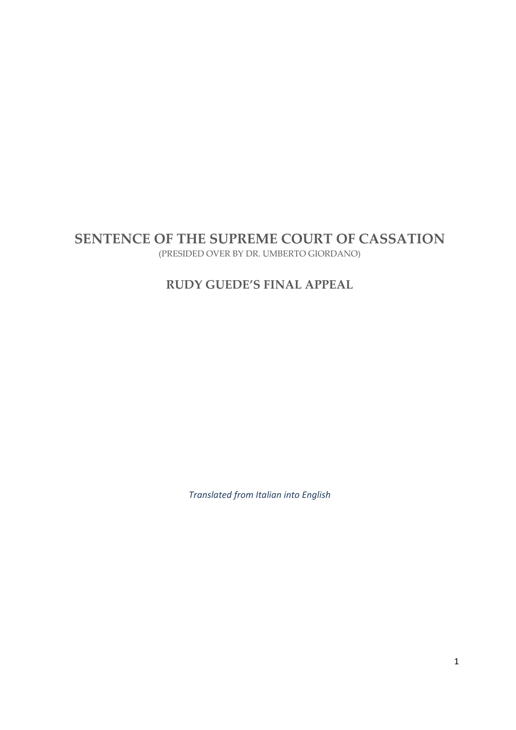# SENTENCE OF THE SUPREME COURT OF CASSATION

(PRESIDED OVER BY DR. UMBERTO GIORDANO)

## RUDY GUEDE'S FINAL APPEAL

*Translated from Italian into English*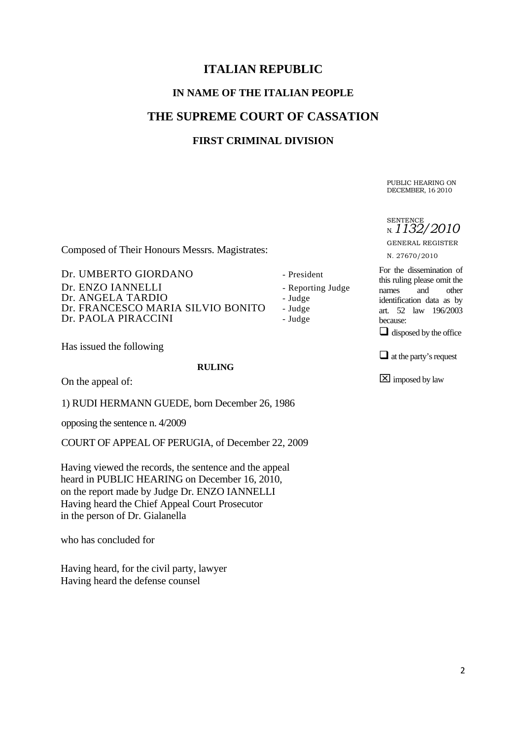# ITALIAN REPUBLIC

## IN NAME OF THE ITALIAN PEOPLE

# THE SUPREME COURT OF CASSATION

## FIRST CRIMINAL DIVISION

PUBLIC HEARING ON DECEMBER, 16 2010

SENTENCE N. *1132/2010*

GENERAL REGISTER

N. 27670/2010

For the dissemination of this ruling please omit the names and other identification data as by art. 52 law 196/2003 because:

☐ disposed by the office

☐ at the party's request

☒ imposed by law

Composed of Their Honours Messrs. Magistrates:

| | |
|---|---|
| Dr. UMBERTO GIORDANO | - President |
| Dr. ENZO IANNELLI | - Reporting Judge |
| Dr. ANGELA TARDIO | - Judge |
| Dr. FRANCESCO MARIA SILVIO BONITO | - Judge |
| Dr. PAOLA PIRACCINI | - Judge |

Has issued the following

**RULING**

On the appeal of:

1) RUDI HERMANN GUEDE, born December 26, 1986

opposing the sentence n. 4/2009

COURT OF APPEAL OF PERUGIA, of December 22, 2009

Having viewed the records, the sentence and the appeal heard in PUBLIC HEARING on December 16, 2010, on the report made by Judge Dr. ENZO IANNELLI
Having heard the Chief Appeal Court Prosecutor in the person of Dr. Gialanella

who has concluded for

Having heard, for the civil party, lawyer
Having heard the defense counsel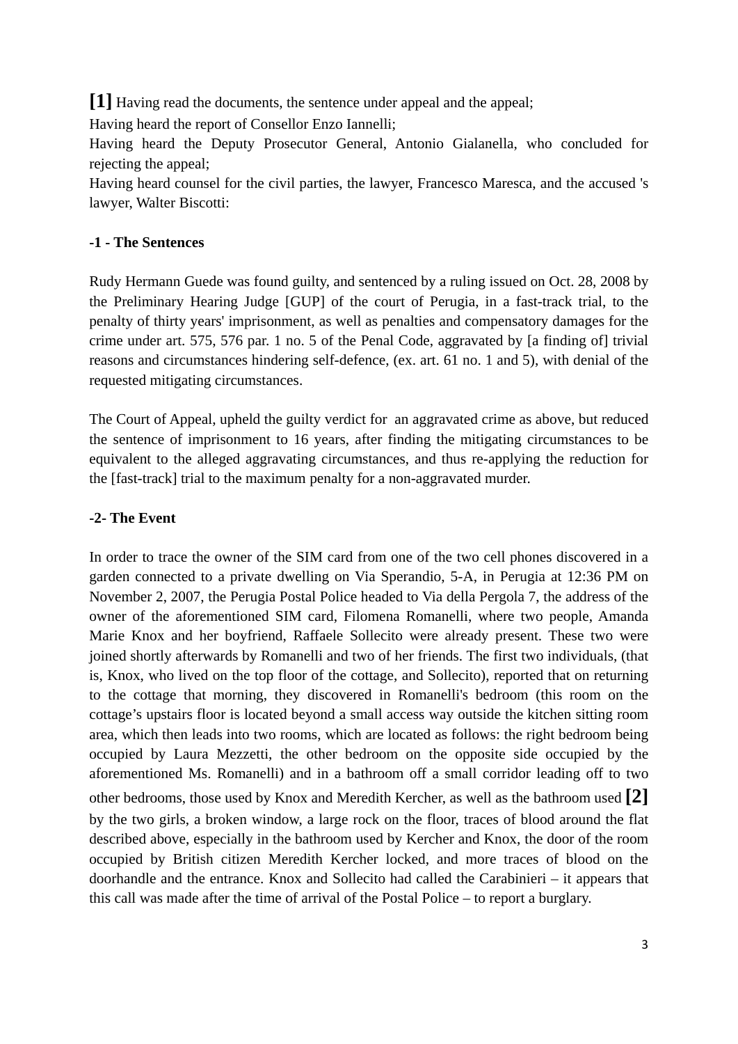**[1]** Having read the documents, the sentence under appeal and the appeal;

Having heard the report of Consellor Enzo Iannelli;

Having heard the Deputy Prosecutor General, Antonio Gialanella, who concluded for rejecting the appeal;

Having heard counsel for the civil parties, the lawyer, Francesco Maresca, and the accused 's lawyer, Walter Biscotti:

**-1 - The Sentences**

Rudy Hermann Guede was found guilty, and sentenced by a ruling issued on Oct. 28, 2008 by the Preliminary Hearing Judge [GUP] of the court of Perugia, in a fast-track trial, to the penalty of thirty years' imprisonment, as well as penalties and compensatory damages for the crime under art. 575, 576 par. 1 no. 5 of the Penal Code, aggravated by [a finding of] trivial reasons and circumstances hindering self-defence, (ex. art. 61 no. 1 and 5), with denial of the requested mitigating circumstances.

The Court of Appeal, upheld the guilty verdict for an aggravated crime as above, but reduced the sentence of imprisonment to 16 years, after finding the mitigating circumstances to be equivalent to the alleged aggravating circumstances, and thus re-applying the reduction for the [fast-track] trial to the maximum penalty for a non-aggravated murder.

**-2- The Event**

In order to trace the owner of the SIM card from one of the two cell phones discovered in a garden connected to a private dwelling on Via Sperandio, 5-A, in Perugia at 12:36 PM on November 2, 2007, the Perugia Postal Police headed to Via della Pergola 7, the address of the owner of the aforementioned SIM card, Filomena Romanelli, where two people, Amanda Marie Knox and her boyfriend, Raffaele Sollecito were already present. These two were joined shortly afterwards by Romanelli and two of her friends. The first two individuals, (that is, Knox, who lived on the top floor of the cottage, and Sollecito), reported that on returning to the cottage that morning, they discovered in Romanelli's bedroom (this room on the cottage's upstairs floor is located beyond a small access way outside the kitchen sitting room area, which then leads into two rooms, which are located as follows: the right bedroom being occupied by Laura Mezzetti, the other bedroom on the opposite side occupied by the aforementioned Ms. Romanelli) and in a bathroom off a small corridor leading off to two other bedrooms, those used by Knox and Meredith Kercher, as well as the bathroom used **[2]** by the two girls, a broken window, a large rock on the floor, traces of blood around the flat described above, especially in the bathroom used by Kercher and Knox, the door of the room occupied by British citizen Meredith Kercher locked, and more traces of blood on the doorhandle and the entrance. Knox and Sollecito had called the Carabinieri – it appears that this call was made after the time of arrival of the Postal Police – to report a burglary.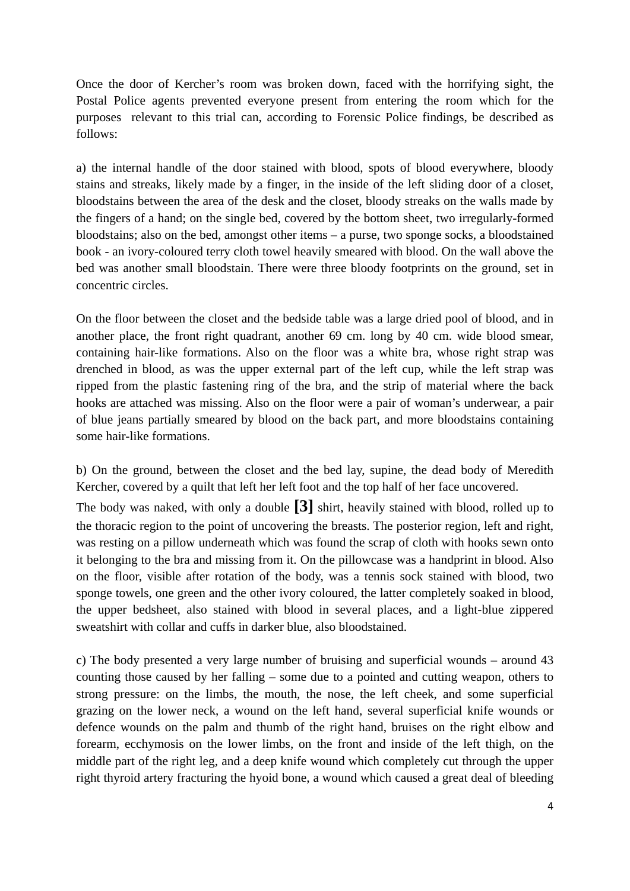Once the door of Kercher's room was broken down, faced with the horrifying sight, the Postal Police agents prevented everyone present from entering the room which for the purposes relevant to this trial can, according to Forensic Police findings, be described as follows:

a) the internal handle of the door stained with blood, spots of blood everywhere, bloody stains and streaks, likely made by a finger, in the inside of the left sliding door of a closet, bloodstains between the area of the desk and the closet, bloody streaks on the walls made by the fingers of a hand; on the single bed, covered by the bottom sheet, two irregularly-formed bloodstains; also on the bed, amongst other items – a purse, two sponge socks, a bloodstained book - an ivory-coloured terry cloth towel heavily smeared with blood. On the wall above the bed was another small bloodstain. There were three bloody footprints on the ground, set in concentric circles.

On the floor between the closet and the bedside table was a large dried pool of blood, and in another place, the front right quadrant, another 69 cm. long by 40 cm. wide blood smear, containing hair-like formations. Also on the floor was a white bra, whose right strap was drenched in blood, as was the upper external part of the left cup, while the left strap was ripped from the plastic fastening ring of the bra, and the strip of material where the back hooks are attached was missing. Also on the floor were a pair of woman's underwear, a pair of blue jeans partially smeared by blood on the back part, and more bloodstains containing some hair-like formations.

b) On the ground, between the closet and the bed lay, supine, the dead body of Meredith Kercher, covered by a quilt that left her left foot and the top half of her face uncovered. The body was naked, with only a double **[3]** shirt, heavily stained with blood, rolled up to the thoracic region to the point of uncovering the breasts. The posterior region, left and right, was resting on a pillow underneath which was found the scrap of cloth with hooks sewn onto it belonging to the bra and missing from it. On the pillowcase was a handprint in blood. Also on the floor, visible after rotation of the body, was a tennis sock stained with blood, two sponge towels, one green and the other ivory coloured, the latter completely soaked in blood, the upper bedsheet, also stained with blood in several places, and a light-blue zippered sweatshirt with collar and cuffs in darker blue, also bloodstained.

c) The body presented a very large number of bruising and superficial wounds – around 43 counting those caused by her falling – some due to a pointed and cutting weapon, others to strong pressure: on the limbs, the mouth, the nose, the left cheek, and some superficial grazing on the lower neck, a wound on the left hand, several superficial knife wounds or defence wounds on the palm and thumb of the right hand, bruises on the right elbow and forearm, ecchymosis on the lower limbs, on the front and inside of the left thigh, on the middle part of the right leg, and a deep knife wound which completely cut through the upper right thyroid artery fracturing the hyoid bone, a wound which caused a great deal of bleeding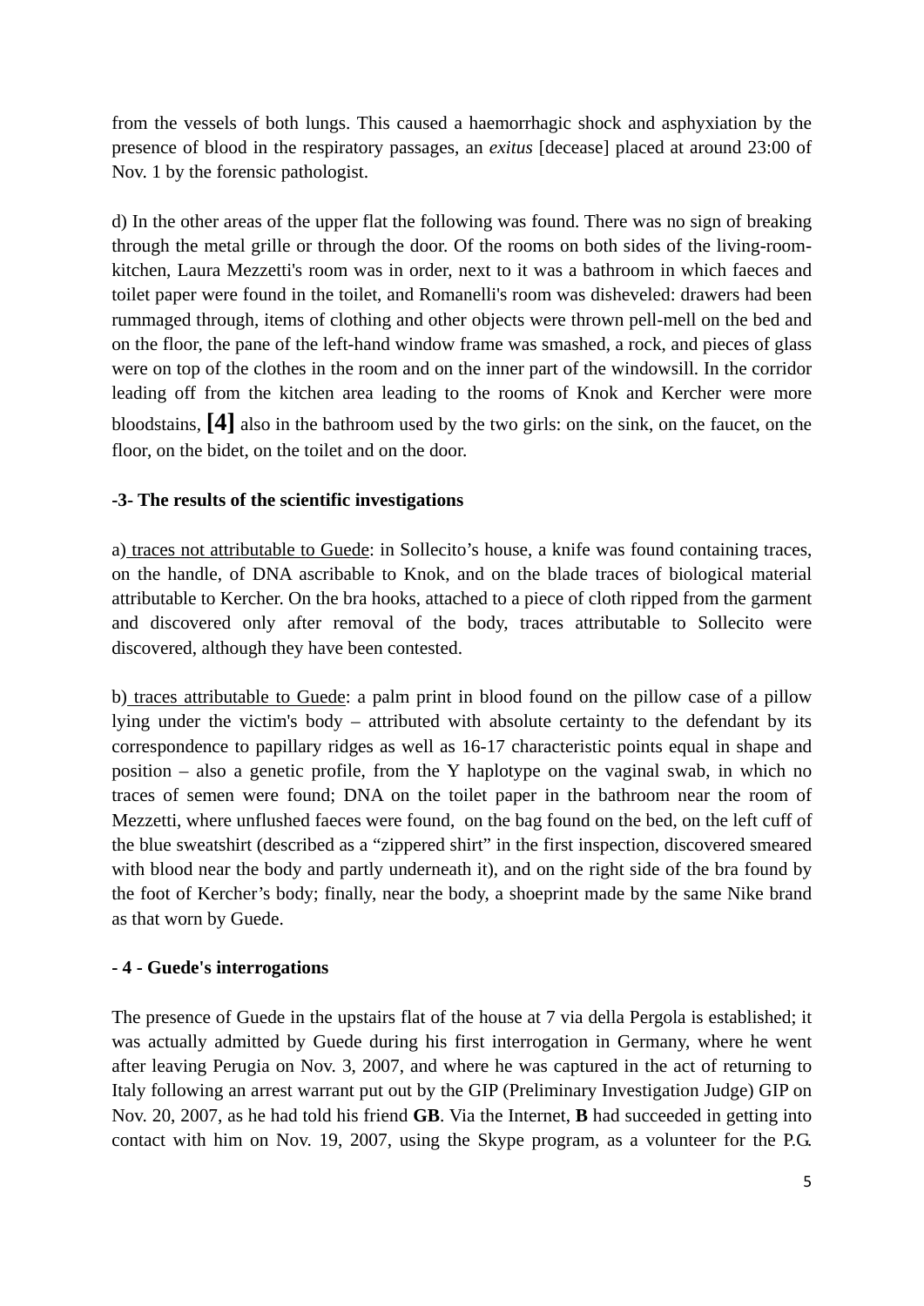from the vessels of both lungs. This caused a haemorrhagic shock and asphyxiation by the presence of blood in the respiratory passages, an *exitus* [decease] placed at around 23:00 of Nov. 1 by the forensic pathologist.

d) In the other areas of the upper flat the following was found. There was no sign of breaking through the metal grille or through the door. Of the rooms on both sides of the living-room-kitchen, Laura Mezzetti's room was in order, next to it was a bathroom in which faeces and toilet paper were found in the toilet, and Romanelli's room was disheveled: drawers had been rummaged through, items of clothing and other objects were thrown pell-mell on the bed and on the floor, the pane of the left-hand window frame was smashed, a rock, and pieces of glass were on top of the clothes in the room and on the inner part of the windowsill. In the corridor leading off from the kitchen area leading to the rooms of Knok and Kercher were more bloodstains, **[4]** also in the bathroom used by the two girls: on the sink, on the faucet, on the floor, on the bidet, on the toilet and on the door.

**-3- The results of the scientific investigations**

a) traces not attributable to Guede: in Sollecito's house, a knife was found containing traces, on the handle, of DNA ascribable to Knok, and on the blade traces of biological material attributable to Kercher. On the bra hooks, attached to a piece of cloth ripped from the garment and discovered only after removal of the body, traces attributable to Sollecito were discovered, although they have been contested.

b) traces attributable to Guede: a palm print in blood found on the pillow case of a pillow lying under the victim's body – attributed with absolute certainty to the defendant by its correspondence to papillary ridges as well as 16-17 characteristic points equal in shape and position – also a genetic profile, from the Y haplotype on the vaginal swab, in which no traces of semen were found; DNA on the toilet paper in the bathroom near the room of Mezzetti, where unflushed faeces were found, on the bag found on the bed, on the left cuff of the blue sweatshirt (described as a "zippered shirt" in the first inspection, discovered smeared with blood near the body and partly underneath it), and on the right side of the bra found by the foot of Kercher's body; finally, near the body, a shoeprint made by the same Nike brand as that worn by Guede.

**- 4 - Guede's interrogations**

The presence of Guede in the upstairs flat of the house at 7 via della Pergola is established; it was actually admitted by Guede during his first interrogation in Germany, where he went after leaving Perugia on Nov. 3, 2007, and where he was captured in the act of returning to Italy following an arrest warrant put out by the GIP (Preliminary Investigation Judge) GIP on Nov. 20, 2007, as he had told his friend **GB**. Via the Internet, **B** had succeeded in getting into contact with him on Nov. 19, 2007, using the Skype program, as a volunteer for the P.G.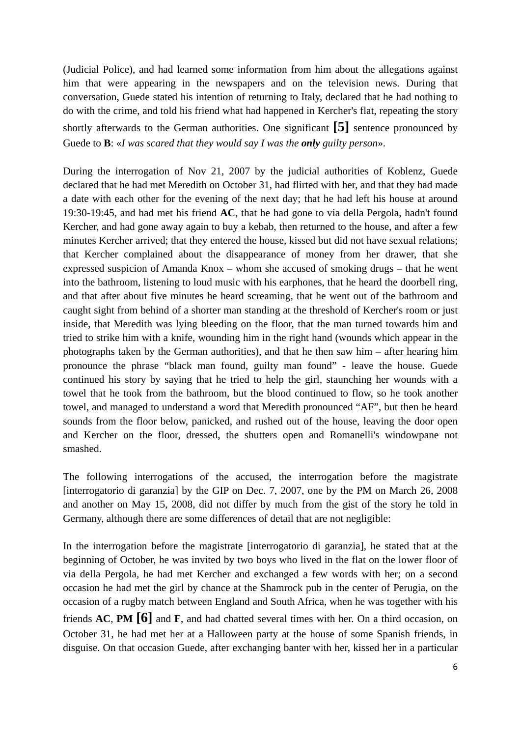(Judicial Police), and had learned some information from him about the allegations against him that were appearing in the newspapers and on the television news. During that conversation, Guede stated his intention of returning to Italy, declared that he had nothing to do with the crime, and told his friend what had happened in Kercher's flat, repeating the story shortly afterwards to the German authorities. One significant **[5]** sentence pronounced by Guede to **B**: «*I was scared that they would say I was the **only** guilty person*».

During the interrogation of Nov 21, 2007 by the judicial authorities of Koblenz, Guede declared that he had met Meredith on October 31, had flirted with her, and that they had made a date with each other for the evening of the next day; that he had left his house at around 19:30-19:45, and had met his friend **AC**, that he had gone to via della Pergola, hadn't found Kercher, and had gone away again to buy a kebab, then returned to the house, and after a few minutes Kercher arrived; that they entered the house, kissed but did not have sexual relations; that Kercher complained about the disappearance of money from her drawer, that she expressed suspicion of Amanda Knox – whom she accused of smoking drugs – that he went into the bathroom, listening to loud music with his earphones, that he heard the doorbell ring, and that after about five minutes he heard screaming, that he went out of the bathroom and caught sight from behind of a shorter man standing at the threshold of Kercher's room or just inside, that Meredith was lying bleeding on the floor, that the man turned towards him and tried to strike him with a knife, wounding him in the right hand (wounds which appear in the photographs taken by the German authorities), and that he then saw him – after hearing him pronounce the phrase "black man found, guilty man found" - leave the house. Guede continued his story by saying that he tried to help the girl, staunching her wounds with a towel that he took from the bathroom, but the blood continued to flow, so he took another towel, and managed to understand a word that Meredith pronounced "AF", but then he heard sounds from the floor below, panicked, and rushed out of the house, leaving the door open and Kercher on the floor, dressed, the shutters open and Romanelli's windowpane not smashed.

The following interrogations of the accused, the interrogation before the magistrate [interrogatorio di garanzia] by the GIP on Dec. 7, 2007, one by the PM on March 26, 2008 and another on May 15, 2008, did not differ by much from the gist of the story he told in Germany, although there are some differences of detail that are not negligible:

In the interrogation before the magistrate [interrogatorio di garanzia], he stated that at the beginning of October, he was invited by two boys who lived in the flat on the lower floor of via della Pergola, he had met Kercher and exchanged a few words with her; on a second occasion he had met the girl by chance at the Shamrock pub in the center of Perugia, on the occasion of a rugby match between England and South Africa, when he was together with his friends **AC**, **PM** **[6]** and **F**, and had chatted several times with her. On a third occasion, on October 31, he had met her at a Halloween party at the house of some Spanish friends, in disguise. On that occasion Guede, after exchanging banter with her, kissed her in a particular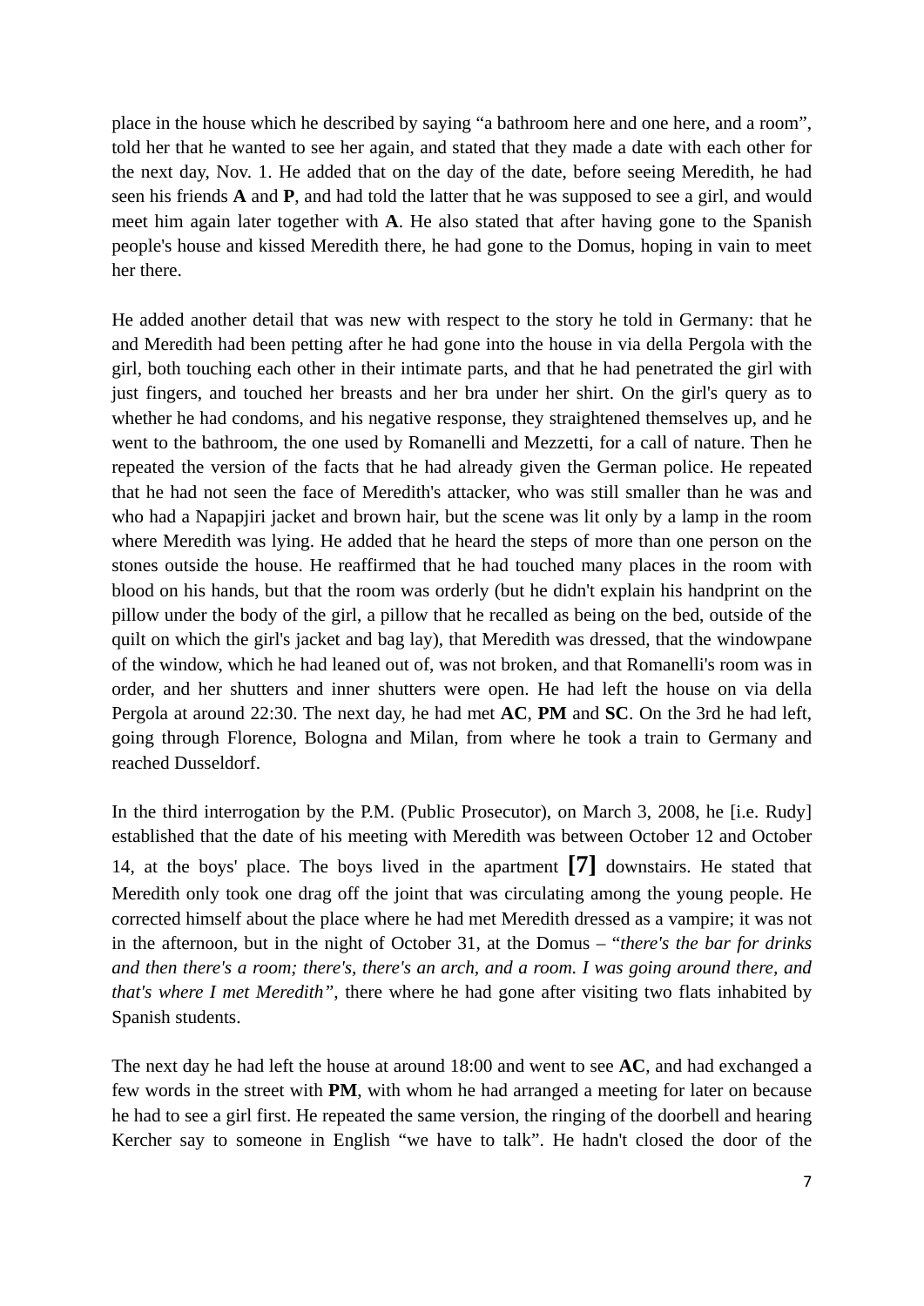place in the house which he described by saying "a bathroom here and one here, and a room", told her that he wanted to see her again, and stated that they made a date with each other for the next day, Nov. 1. He added that on the day of the date, before seeing Meredith, he had seen his friends **A** and **P**, and had told the latter that he was supposed to see a girl, and would meet him again later together with **A**. He also stated that after having gone to the Spanish people's house and kissed Meredith there, he had gone to the Domus, hoping in vain to meet her there.

He added another detail that was new with respect to the story he told in Germany: that he and Meredith had been petting after he had gone into the house in via della Pergola with the girl, both touching each other in their intimate parts, and that he had penetrated the girl with just fingers, and touched her breasts and her bra under her shirt. On the girl's query as to whether he had condoms, and his negative response, they straightened themselves up, and he went to the bathroom, the one used by Romanelli and Mezzetti, for a call of nature. Then he repeated the version of the facts that he had already given the German police. He repeated that he had not seen the face of Meredith's attacker, who was still smaller than he was and who had a Napapjiri jacket and brown hair, but the scene was lit only by a lamp in the room where Meredith was lying. He added that he heard the steps of more than one person on the stones outside the house. He reaffirmed that he had touched many places in the room with blood on his hands, but that the room was orderly (but he didn't explain his handprint on the pillow under the body of the girl, a pillow that he recalled as being on the bed, outside of the quilt on which the girl's jacket and bag lay), that Meredith was dressed, that the windowpane of the window, which he had leaned out of, was not broken, and that Romanelli's room was in order, and her shutters and inner shutters were open. He had left the house on via della Pergola at around 22:30. The next day, he had met **AC**, **PM** and **SC**. On the 3rd he had left, going through Florence, Bologna and Milan, from where he took a train to Germany and reached Dusseldorf.

In the third interrogation by the P.M. (Public Prosecutor), on March 3, 2008, he [i.e. Rudy] established that the date of his meeting with Meredith was between October 12 and October 14, at the boys' place. The boys lived in the apartment **[7]** downstairs. He stated that Meredith only took one drag off the joint that was circulating among the young people. He corrected himself about the place where he had met Meredith dressed as a vampire; it was not in the afternoon, but in the night of October 31, at the Domus – "*there's the bar for drinks and then there's a room; there's, there's an arch, and a room. I was going around there, and that's where I met Meredith*", there where he had gone after visiting two flats inhabited by Spanish students.

The next day he had left the house at around 18:00 and went to see **AC**, and had exchanged a few words in the street with **PM**, with whom he had arranged a meeting for later on because he had to see a girl first. He repeated the same version, the ringing of the doorbell and hearing Kercher say to someone in English "we have to talk". He hadn't closed the door of the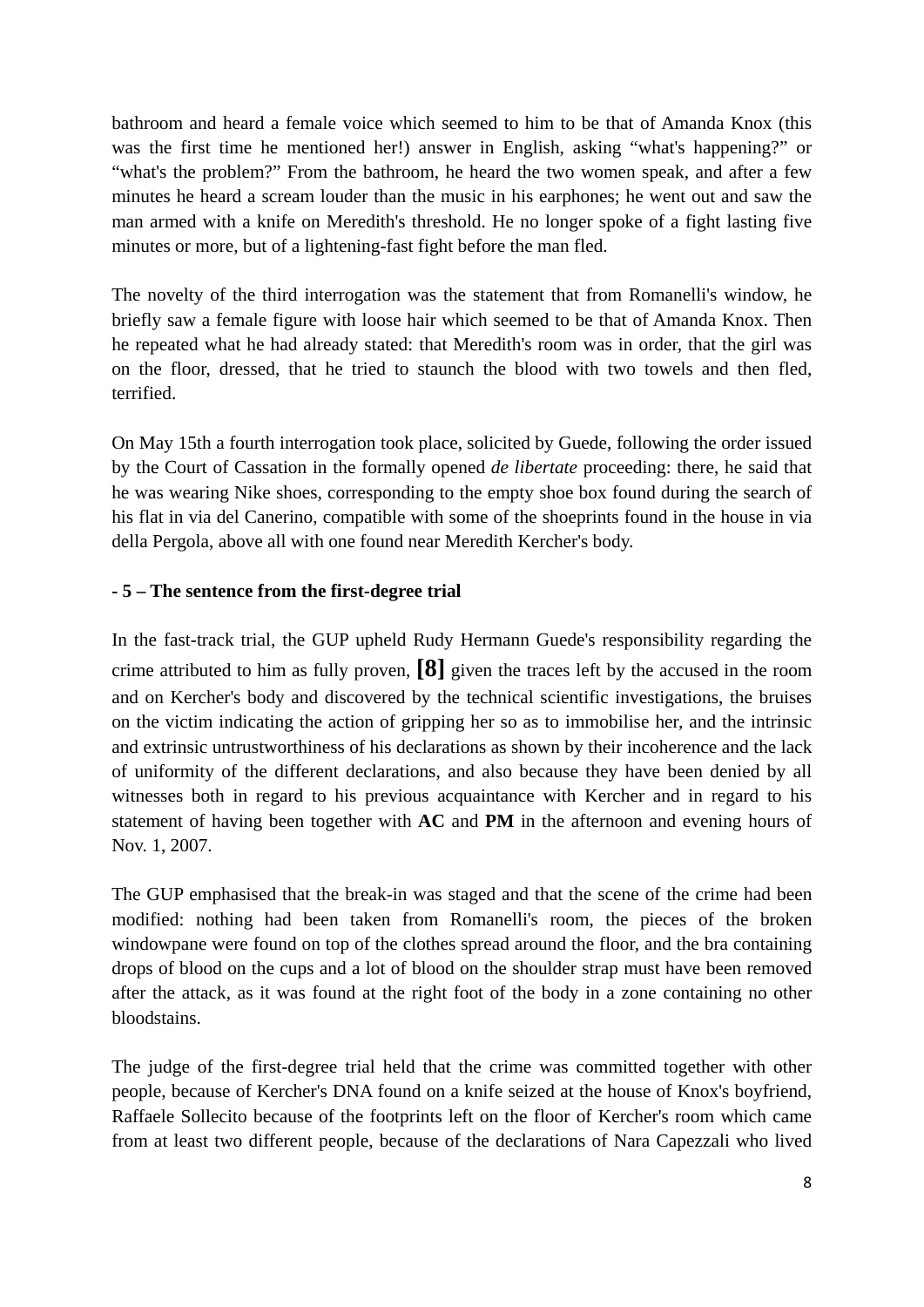bathroom and heard a female voice which seemed to him to be that of Amanda Knox (this was the first time he mentioned her!) answer in English, asking “what's happening?” or “what's the problem?” From the bathroom, he heard the two women speak, and after a few minutes he heard a scream louder than the music in his earphones; he went out and saw the man armed with a knife on Meredith's threshold. He no longer spoke of a fight lasting five minutes or more, but of a lightening-fast fight before the man fled.

The novelty of the third interrogation was the statement that from Romanelli's window, he briefly saw a female figure with loose hair which seemed to be that of Amanda Knox. Then he repeated what he had already stated: that Meredith's room was in order, that the girl was on the floor, dressed, that he tried to staunch the blood with two towels and then fled, terrified.

On May 15th a fourth interrogation took place, solicited by Guede, following the order issued by the Court of Cassation in the formally opened *de libertate* proceeding: there, he said that he was wearing Nike shoes, corresponding to the empty shoe box found during the search of his flat in via del Canerino, compatible with some of the shoeprints found in the house in via della Pergola, above all with one found near Meredith Kercher's body.

**- 5 – The sentence from the first-degree trial**

In the fast-track trial, the GUP upheld Rudy Hermann Guede's responsibility regarding the crime attributed to him as fully proven, **[8]** given the traces left by the accused in the room and on Kercher's body and discovered by the technical scientific investigations, the bruises on the victim indicating the action of gripping her so as to immobilise her, and the intrinsic and extrinsic untrustworthiness of his declarations as shown by their incoherence and the lack of uniformity of the different declarations, and also because they have been denied by all witnesses both in regard to his previous acquaintance with Kercher and in regard to his statement of having been together with **AC** and **PM** in the afternoon and evening hours of Nov. 1, 2007.

The GUP emphasised that the break-in was staged and that the scene of the crime had been modified: nothing had been taken from Romanelli's room, the pieces of the broken windowpane were found on top of the clothes spread around the floor, and the bra containing drops of blood on the cups and a lot of blood on the shoulder strap must have been removed after the attack, as it was found at the right foot of the body in a zone containing no other bloodstains.

The judge of the first-degree trial held that the crime was committed together with other people, because of Kercher's DNA found on a knife seized at the house of Knox's boyfriend, Raffaele Sollecito because of the footprints left on the floor of Kercher's room which came from at least two different people, because of the declarations of Nara Capezzali who lived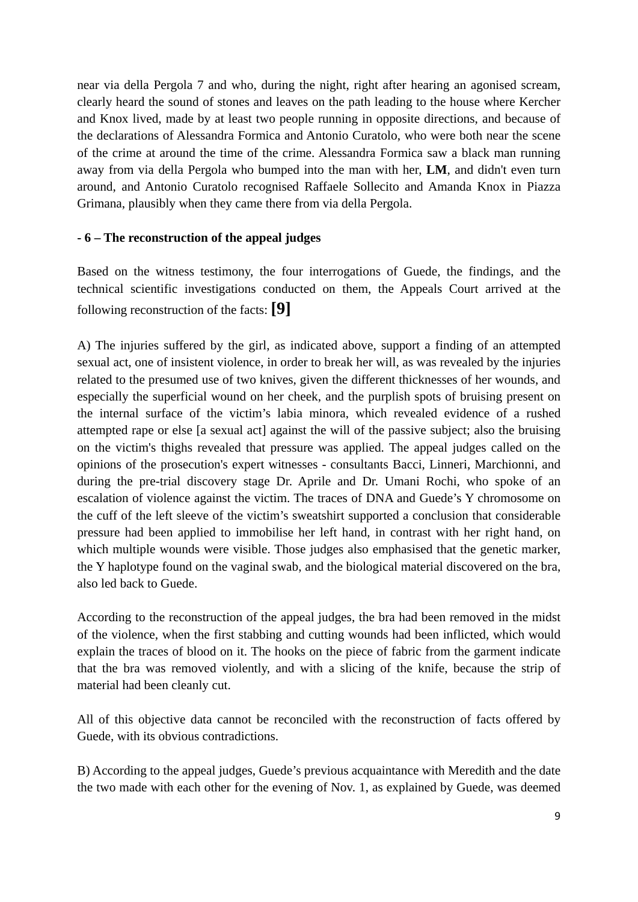near via della Pergola 7 and who, during the night, right after hearing an agonised scream, clearly heard the sound of stones and leaves on the path leading to the house where Kercher and Knox lived, made by at least two people running in opposite directions, and because of the declarations of Alessandra Formica and Antonio Curatolo, who were both near the scene of the crime at around the time of the crime. Alessandra Formica saw a black man running away from via della Pergola who bumped into the man with her, **LM**, and didn't even turn around, and Antonio Curatolo recognised Raffaele Sollecito and Amanda Knox in Piazza Grimana, plausibly when they came there from via della Pergola.

**- 6 – The reconstruction of the appeal judges**

Based on the witness testimony, the four interrogations of Guede, the findings, and the technical scientific investigations conducted on them, the Appeals Court arrived at the following reconstruction of the facts: **[9]**

A) The injuries suffered by the girl, as indicated above, support a finding of an attempted sexual act, one of insistent violence, in order to break her will, as was revealed by the injuries related to the presumed use of two knives, given the different thicknesses of her wounds, and especially the superficial wound on her cheek, and the purplish spots of bruising present on the internal surface of the victim's labia minora, which revealed evidence of a rushed attempted rape or else [a sexual act] against the will of the passive subject; also the bruising on the victim's thighs revealed that pressure was applied. The appeal judges called on the opinions of the prosecution's expert witnesses - consultants Bacci, Linneri, Marchionni, and during the pre-trial discovery stage Dr. Aprile and Dr. Umani Rochi, who spoke of an escalation of violence against the victim. The traces of DNA and Guede's Y chromosome on the cuff of the left sleeve of the victim's sweatshirt supported a conclusion that considerable pressure had been applied to immobilise her left hand, in contrast with her right hand, on which multiple wounds were visible. Those judges also emphasised that the genetic marker, the Y haplotype found on the vaginal swab, and the biological material discovered on the bra, also led back to Guede.

According to the reconstruction of the appeal judges, the bra had been removed in the midst of the violence, when the first stabbing and cutting wounds had been inflicted, which would explain the traces of blood on it. The hooks on the piece of fabric from the garment indicate that the bra was removed violently, and with a slicing of the knife, because the strip of material had been cleanly cut.

All of this objective data cannot be reconciled with the reconstruction of facts offered by Guede, with its obvious contradictions.

B) According to the appeal judges, Guede's previous acquaintance with Meredith and the date the two made with each other for the evening of Nov. 1, as explained by Guede, was deemed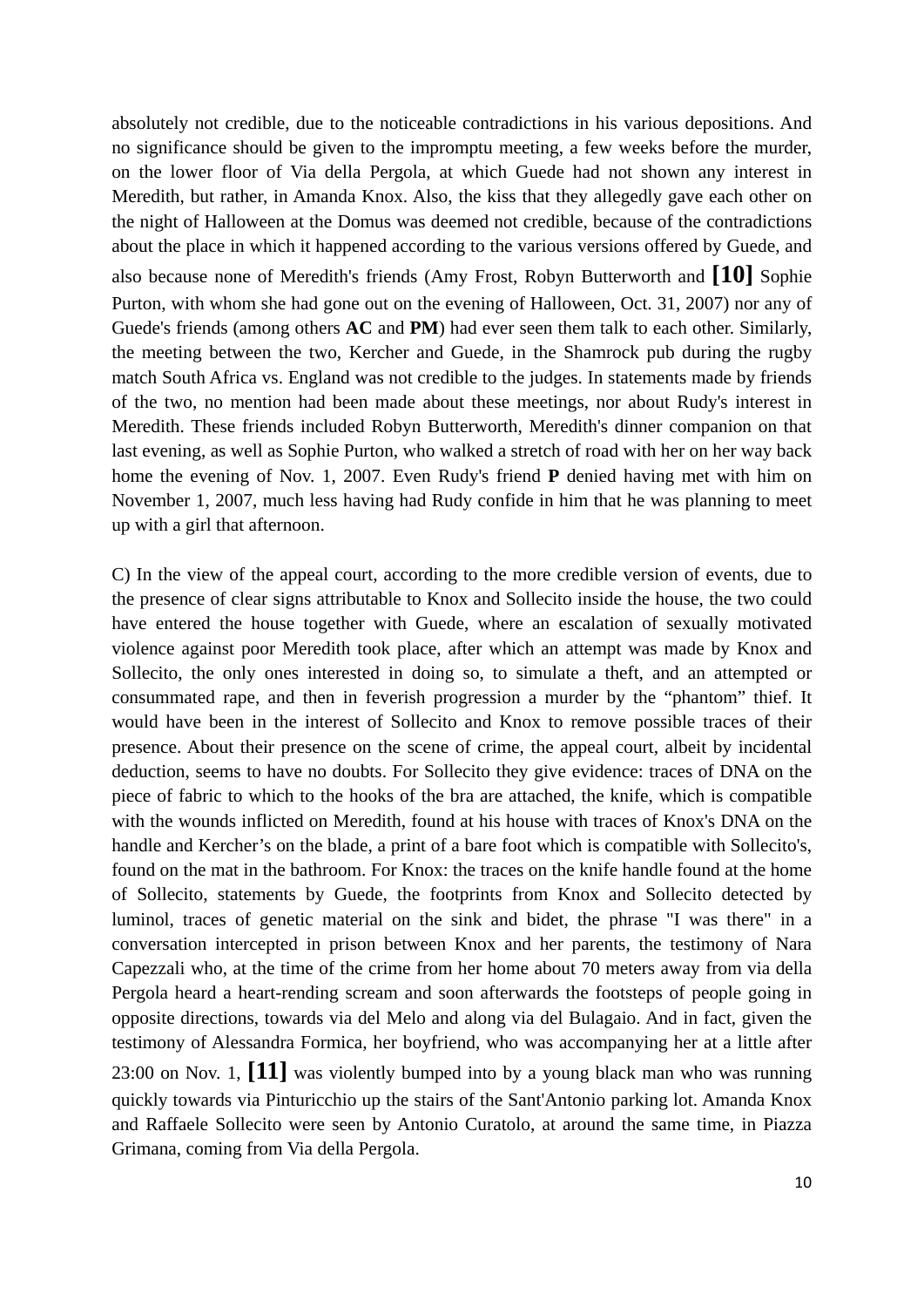absolutely not credible, due to the noticeable contradictions in his various depositions. And no significance should be given to the impromptu meeting, a few weeks before the murder, on the lower floor of Via della Pergola, at which Guede had not shown any interest in Meredith, but rather, in Amanda Knox. Also, the kiss that they allegedly gave each other on the night of Halloween at the Domus was deemed not credible, because of the contradictions about the place in which it happened according to the various versions offered by Guede, and also because none of Meredith's friends (Amy Frost, Robyn Butterworth and **[10]** Sophie Purton, with whom she had gone out on the evening of Halloween, Oct. 31, 2007) nor any of Guede's friends (among others **AC** and **PM**) had ever seen them talk to each other. Similarly, the meeting between the two, Kercher and Guede, in the Shamrock pub during the rugby match South Africa vs. England was not credible to the judges. In statements made by friends of the two, no mention had been made about these meetings, nor about Rudy's interest in Meredith. These friends included Robyn Butterworth, Meredith's dinner companion on that last evening, as well as Sophie Purton, who walked a stretch of road with her on her way back home the evening of Nov. 1, 2007. Even Rudy's friend **P** denied having met with him on November 1, 2007, much less having had Rudy confide in him that he was planning to meet up with a girl that afternoon.

C) In the view of the appeal court, according to the more credible version of events, due to the presence of clear signs attributable to Knox and Sollecito inside the house, the two could have entered the house together with Guede, where an escalation of sexually motivated violence against poor Meredith took place, after which an attempt was made by Knox and Sollecito, the only ones interested in doing so, to simulate a theft, and an attempted or consummated rape, and then in feverish progression a murder by the "phantom" thief. It would have been in the interest of Sollecito and Knox to remove possible traces of their presence. About their presence on the scene of crime, the appeal court, albeit by incidental deduction, seems to have no doubts. For Sollecito they give evidence: traces of DNA on the piece of fabric to which to the hooks of the bra are attached, the knife, which is compatible with the wounds inflicted on Meredith, found at his house with traces of Knox's DNA on the handle and Kercher's on the blade, a print of a bare foot which is compatible with Sollecito's, found on the mat in the bathroom. For Knox: the traces on the knife handle found at the home of Sollecito, statements by Guede, the footprints from Knox and Sollecito detected by luminol, traces of genetic material on the sink and bidet, the phrase "I was there" in a conversation intercepted in prison between Knox and her parents, the testimony of Nara Capezzali who, at the time of the crime from her home about 70 meters away from via della Pergola heard a heart-rending scream and soon afterwards the footsteps of people going in opposite directions, towards via del Melo and along via del Bulagaio. And in fact, given the testimony of Alessandra Formica, her boyfriend, who was accompanying her at a little after 23:00 on Nov. 1, **[11]** was violently bumped into by a young black man who was running quickly towards via Pinturicchio up the stairs of the Sant'Antonio parking lot. Amanda Knox and Raffaele Sollecito were seen by Antonio Curatolo, at around the same time, in Piazza Grimana, coming from Via della Pergola.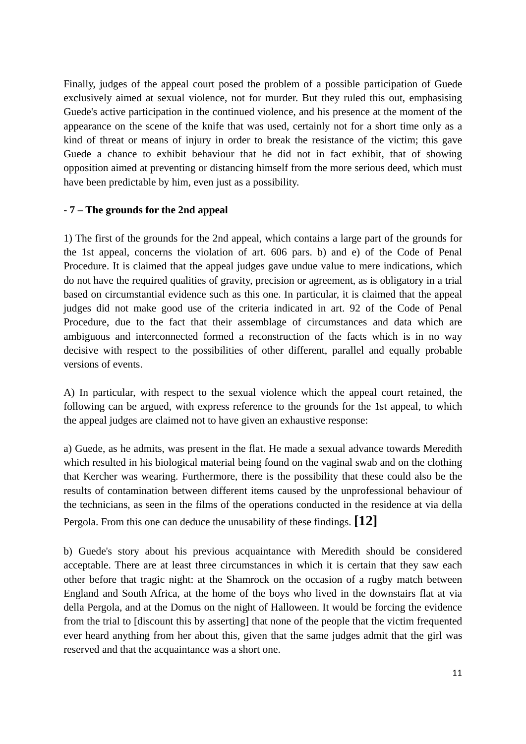Finally, judges of the appeal court posed the problem of a possible participation of Guede exclusively aimed at sexual violence, not for murder. But they ruled this out, emphasising Guede's active participation in the continued violence, and his presence at the moment of the appearance on the scene of the knife that was used, certainly not for a short time only as a kind of threat or means of injury in order to break the resistance of the victim; this gave Guede a chance to exhibit behaviour that he did not in fact exhibit, that of showing opposition aimed at preventing or distancing himself from the more serious deed, which must have been predictable by him, even just as a possibility.

**- 7 – The grounds for the 2nd appeal**

1) The first of the grounds for the 2nd appeal, which contains a large part of the grounds for the 1st appeal, concerns the violation of art. 606 pars. b) and e) of the Code of Penal Procedure. It is claimed that the appeal judges gave undue value to mere indications, which do not have the required qualities of gravity, precision or agreement, as is obligatory in a trial based on circumstantial evidence such as this one. In particular, it is claimed that the appeal judges did not make good use of the criteria indicated in art. 92 of the Code of Penal Procedure, due to the fact that their assemblage of circumstances and data which are ambiguous and interconnected formed a reconstruction of the facts which is in no way decisive with respect to the possibilities of other different, parallel and equally probable versions of events.

A) In particular, with respect to the sexual violence which the appeal court retained, the following can be argued, with express reference to the grounds for the 1st appeal, to which the appeal judges are claimed not to have given an exhaustive response:

a) Guede, as he admits, was present in the flat. He made a sexual advance towards Meredith which resulted in his biological material being found on the vaginal swab and on the clothing that Kercher was wearing. Furthermore, there is the possibility that these could also be the results of contamination between different items caused by the unprofessional behaviour of the technicians, as seen in the films of the operations conducted in the residence at via della Pergola. From this one can deduce the unusability of these findings. **[12]**

b) Guede's story about his previous acquaintance with Meredith should be considered acceptable. There are at least three circumstances in which it is certain that they saw each other before that tragic night: at the Shamrock on the occasion of a rugby match between England and South Africa, at the home of the boys who lived in the downstairs flat at via della Pergola, and at the Domus on the night of Halloween. It would be forcing the evidence from the trial to [discount this by asserting] that none of the people that the victim frequented ever heard anything from her about this, given that the same judges admit that the girl was reserved and that the acquaintance was a short one.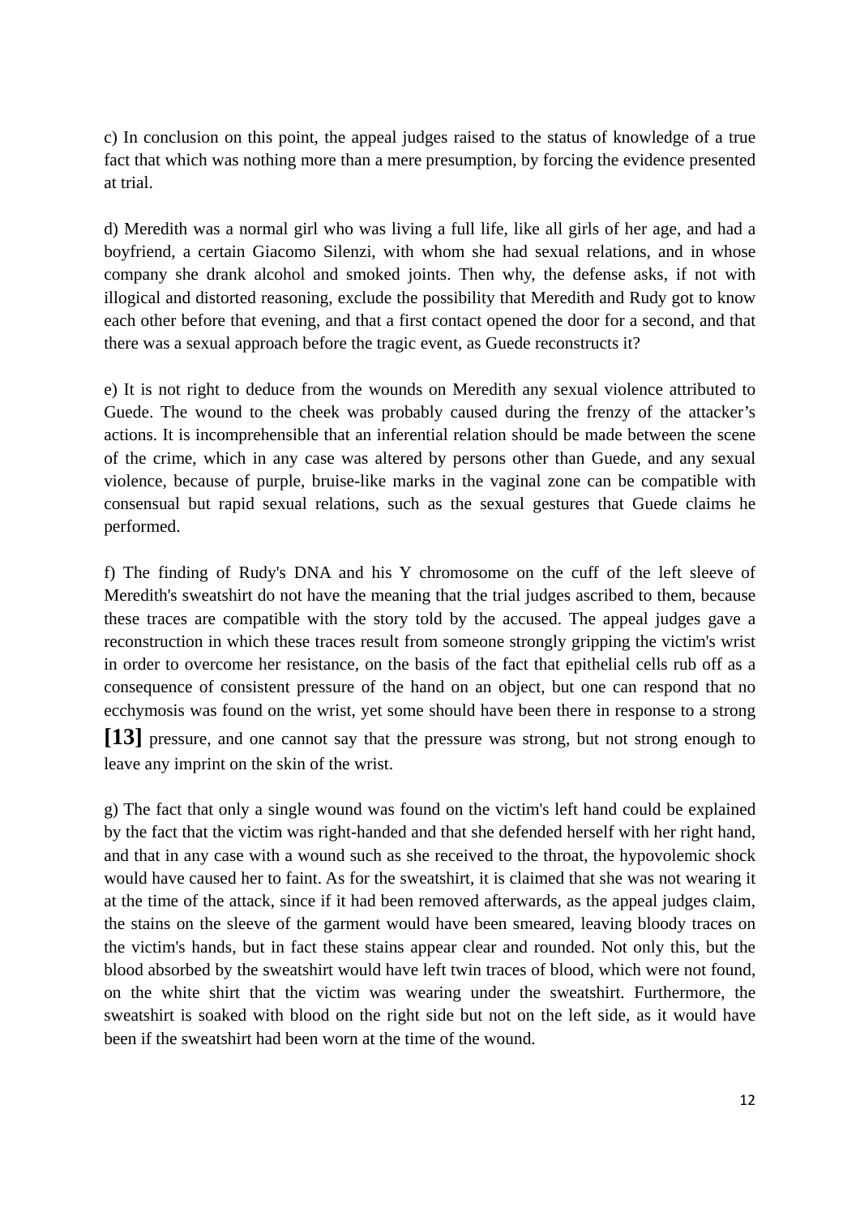c) In conclusion on this point, the appeal judges raised to the status of knowledge of a true fact that which was nothing more than a mere presumption, by forcing the evidence presented at trial.

d) Meredith was a normal girl who was living a full life, like all girls of her age, and had a boyfriend, a certain Giacomo Silenzi, with whom she had sexual relations, and in whose company she drank alcohol and smoked joints. Then why, the defense asks, if not with illogical and distorted reasoning, exclude the possibility that Meredith and Rudy got to know each other before that evening, and that a first contact opened the door for a second, and that there was a sexual approach before the tragic event, as Guede reconstructs it?

e) It is not right to deduce from the wounds on Meredith any sexual violence attributed to Guede. The wound to the cheek was probably caused during the frenzy of the attacker's actions. It is incomprehensible that an inferential relation should be made between the scene of the crime, which in any case was altered by persons other than Guede, and any sexual violence, because of purple, bruise-like marks in the vaginal zone can be compatible with consensual but rapid sexual relations, such as the sexual gestures that Guede claims he performed.

f) The finding of Rudy's DNA and his Y chromosome on the cuff of the left sleeve of Meredith's sweatshirt do not have the meaning that the trial judges ascribed to them, because these traces are compatible with the story told by the accused. The appeal judges gave a reconstruction in which these traces result from someone strongly gripping the victim's wrist in order to overcome her resistance, on the basis of the fact that epithelial cells rub off as a consequence of consistent pressure of the hand on an object, but one can respond that no ecchymosis was found on the wrist, yet some should have been there in response to a strong **[13]** pressure, and one cannot say that the pressure was strong, but not strong enough to leave any imprint on the skin of the wrist.

g) The fact that only a single wound was found on the victim's left hand could be explained by the fact that the victim was right-handed and that she defended herself with her right hand, and that in any case with a wound such as she received to the throat, the hypovolemic shock would have caused her to faint. As for the sweatshirt, it is claimed that she was not wearing it at the time of the attack, since if it had been removed afterwards, as the appeal judges claim, the stains on the sleeve of the garment would have been smeared, leaving bloody traces on the victim's hands, but in fact these stains appear clear and rounded. Not only this, but the blood absorbed by the sweatshirt would have left twin traces of blood, which were not found, on the white shirt that the victim was wearing under the sweatshirt. Furthermore, the sweatshirt is soaked with blood on the right side but not on the left side, as it would have been if the sweatshirt had been worn at the time of the wound.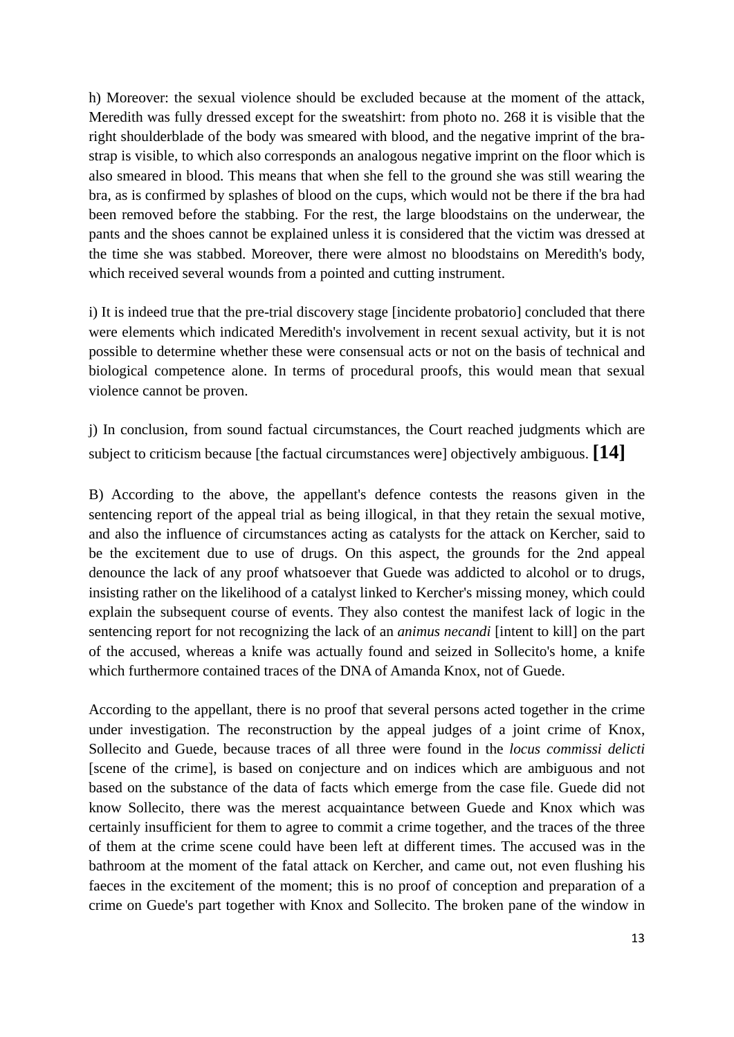h) Moreover: the sexual violence should be excluded because at the moment of the attack, Meredith was fully dressed except for the sweatshirt: from photo no. 268 it is visible that the right shoulderblade of the body was smeared with blood, and the negative imprint of the bra-strap is visible, to which also corresponds an analogous negative imprint on the floor which is also smeared in blood. This means that when she fell to the ground she was still wearing the bra, as is confirmed by splashes of blood on the cups, which would not be there if the bra had been removed before the stabbing. For the rest, the large bloodstains on the underwear, the pants and the shoes cannot be explained unless it is considered that the victim was dressed at the time she was stabbed. Moreover, there were almost no bloodstains on Meredith's body, which received several wounds from a pointed and cutting instrument.

i) It is indeed true that the pre-trial discovery stage [incidente probatorio] concluded that there were elements which indicated Meredith's involvement in recent sexual activity, but it is not possible to determine whether these were consensual acts or not on the basis of technical and biological competence alone. In terms of procedural proofs, this would mean that sexual violence cannot be proven.

j) In conclusion, from sound factual circumstances, the Court reached judgments which are subject to criticism because [the factual circumstances were] objectively ambiguous. **[14]**

B) According to the above, the appellant's defence contests the reasons given in the sentencing report of the appeal trial as being illogical, in that they retain the sexual motive, and also the influence of circumstances acting as catalysts for the attack on Kercher, said to be the excitement due to use of drugs. On this aspect, the grounds for the 2nd appeal denounce the lack of any proof whatsoever that Guede was addicted to alcohol or to drugs, insisting rather on the likelihood of a catalyst linked to Kercher's missing money, which could explain the subsequent course of events. They also contest the manifest lack of logic in the sentencing report for not recognizing the lack of an *animus necandi* [intent to kill] on the part of the accused, whereas a knife was actually found and seized in Sollecito's home, a knife which furthermore contained traces of the DNA of Amanda Knox, not of Guede.

According to the appellant, there is no proof that several persons acted together in the crime under investigation. The reconstruction by the appeal judges of a joint crime of Knox, Sollecito and Guede, because traces of all three were found in the *locus commissi delicti* [scene of the crime], is based on conjecture and on indices which are ambiguous and not based on the substance of the data of facts which emerge from the case file. Guede did not know Sollecito, there was the merest acquaintance between Guede and Knox which was certainly insufficient for them to agree to commit a crime together, and the traces of the three of them at the crime scene could have been left at different times. The accused was in the bathroom at the moment of the fatal attack on Kercher, and came out, not even flushing his faeces in the excitement of the moment; this is no proof of conception and preparation of a crime on Guede's part together with Knox and Sollecito. The broken pane of the window in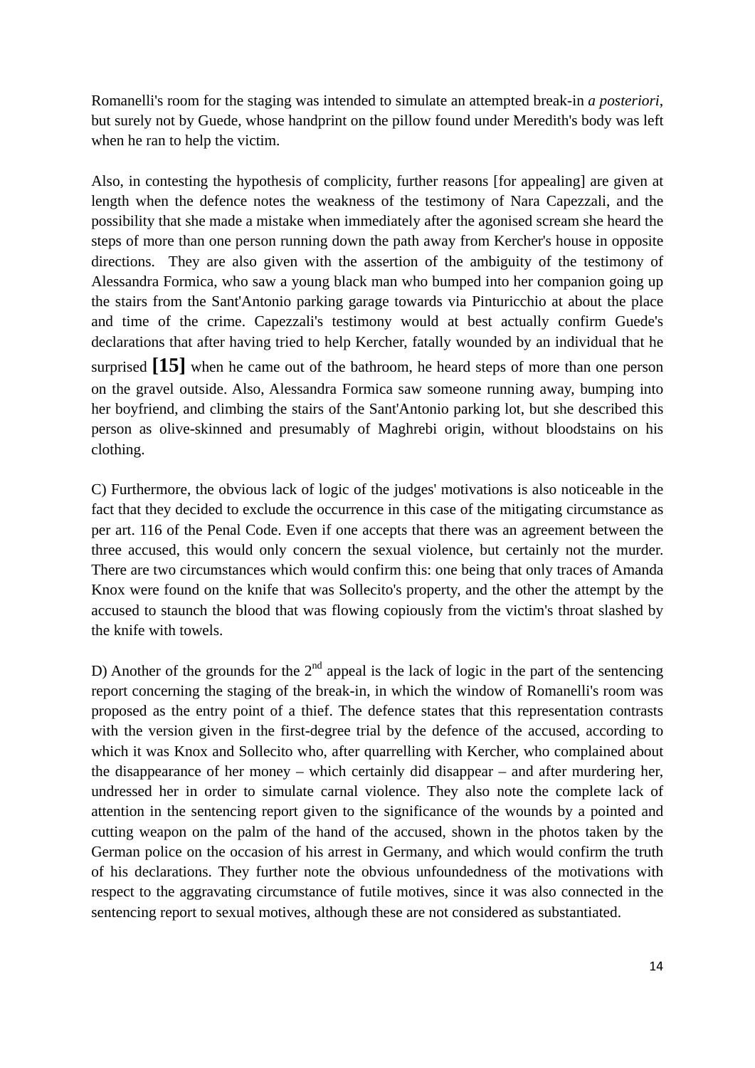Romanelli's room for the staging was intended to simulate an attempted break-in *a posteriori*, but surely not by Guede, whose handprint on the pillow found under Meredith's body was left when he ran to help the victim.

Also, in contesting the hypothesis of complicity, further reasons [for appealing] are given at length when the defence notes the weakness of the testimony of Nara Capezzali, and the possibility that she made a mistake when immediately after the agonised scream she heard the steps of more than one person running down the path away from Kercher's house in opposite directions. They are also given with the assertion of the ambiguity of the testimony of Alessandra Formica, who saw a young black man who bumped into her companion going up the stairs from the Sant'Antonio parking garage towards via Pinturicchio at about the place and time of the crime. Capezzali's testimony would at best actually confirm Guede's declarations that after having tried to help Kercher, fatally wounded by an individual that he surprised **[15]** when he came out of the bathroom, he heard steps of more than one person on the gravel outside. Also, Alessandra Formica saw someone running away, bumping into her boyfriend, and climbing the stairs of the Sant'Antonio parking lot, but she described this person as olive-skinned and presumably of Maghrebi origin, without bloodstains on his clothing.

C) Furthermore, the obvious lack of logic of the judges' motivations is also noticeable in the fact that they decided to exclude the occurrence in this case of the mitigating circumstance as per art. 116 of the Penal Code. Even if one accepts that there was an agreement between the three accused, this would only concern the sexual violence, but certainly not the murder. There are two circumstances which would confirm this: one being that only traces of Amanda Knox were found on the knife that was Sollecito's property, and the other the attempt by the accused to staunch the blood that was flowing copiously from the victim's throat slashed by the knife with towels.

D) Another of the grounds for the 2nd appeal is the lack of logic in the part of the sentencing report concerning the staging of the break-in, in which the window of Romanelli's room was proposed as the entry point of a thief. The defence states that this representation contrasts with the version given in the first-degree trial by the defence of the accused, according to which it was Knox and Sollecito who, after quarrelling with Kercher, who complained about the disappearance of her money – which certainly did disappear – and after murdering her, undressed her in order to simulate carnal violence. They also note the complete lack of attention in the sentencing report given to the significance of the wounds by a pointed and cutting weapon on the palm of the hand of the accused, shown in the photos taken by the German police on the occasion of his arrest in Germany, and which would confirm the truth of his declarations. They further note the obvious unfoundedness of the motivations with respect to the aggravating circumstance of futile motives, since it was also connected in the sentencing report to sexual motives, although these are not considered as substantiated.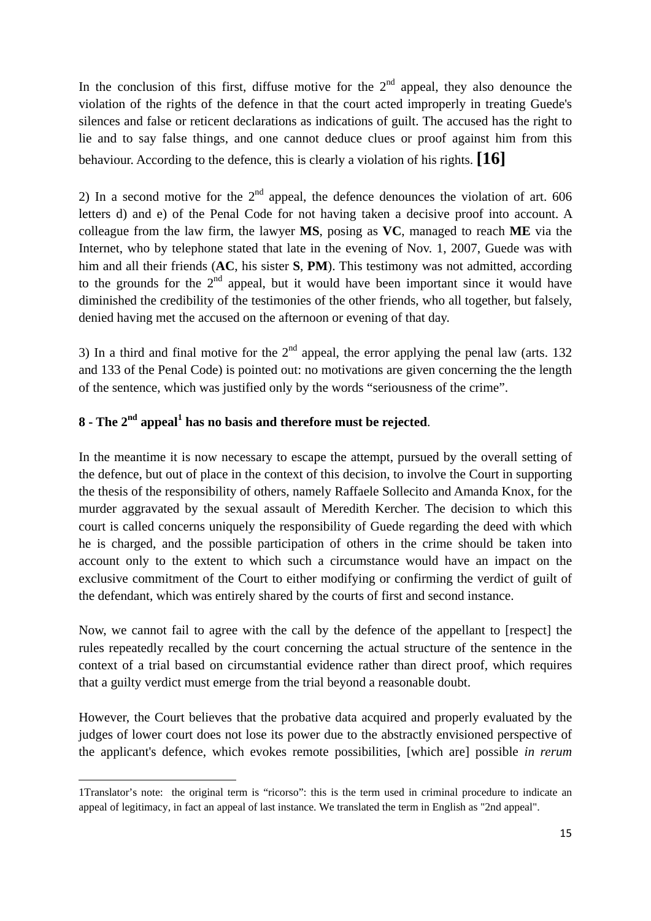In the conclusion of this first, diffuse motive for the 2nd appeal, they also denounce the violation of the rights of the defence in that the court acted improperly in treating Guede's silences and false or reticent declarations as indications of guilt. The accused has the right to lie and to say false things, and one cannot deduce clues or proof against him from this behaviour. According to the defence, this is clearly a violation of his rights. **[16]**

2) In a second motive for the 2nd appeal, the defence denounces the violation of art. 606 letters d) and e) of the Penal Code for not having taken a decisive proof into account. A colleague from the law firm, the lawyer **MS**, posing as **VC**, managed to reach **ME** via the Internet, who by telephone stated that late in the evening of Nov. 1, 2007, Guede was with him and all their friends (**AC**, his sister **S**, **PM**). This testimony was not admitted, according to the grounds for the 2nd appeal, but it would have been important since it would have diminished the credibility of the testimonies of the other friends, who all together, but falsely, denied having met the accused on the afternoon or evening of that day.

3) In a third and final motive for the 2nd appeal, the error applying the penal law (arts. 132 and 133 of the Penal Code) is pointed out: no motivations are given concerning the the length of the sentence, which was justified only by the words "seriousness of the crime".

**8 - The 2nd appeal[1] has no basis and therefore must be rejected**.

In the meantime it is now necessary to escape the attempt, pursued by the overall setting of the defence, but out of place in the context of this decision, to involve the Court in supporting the thesis of the responsibility of others, namely Raffaele Sollecito and Amanda Knox, for the murder aggravated by the sexual assault of Meredith Kercher. The decision to which this court is called concerns uniquely the responsibility of Guede regarding the deed with which he is charged, and the possible participation of others in the crime should be taken into account only to the extent to which such a circumstance would have an impact on the exclusive commitment of the Court to either modifying or confirming the verdict of guilt of the defendant, which was entirely shared by the courts of first and second instance.

Now, we cannot fail to agree with the call by the defence of the appellant to [respect] the rules repeatedly recalled by the court concerning the actual structure of the sentence in the context of a trial based on circumstantial evidence rather than direct proof, which requires that a guilty verdict must emerge from the trial beyond a reasonable doubt.

However, the Court believes that the probative data acquired and properly evaluated by the judges of lower court does not lose its power due to the abstractly envisioned perspective of the applicant's defence, which evokes remote possibilities, [which are] possible *in rerum*

---

1Translator's note: the original term is "ricorso": this is the term used in criminal procedure to indicate an appeal of legitimacy, in fact an appeal of last instance. We translated the term in English as "2nd appeal".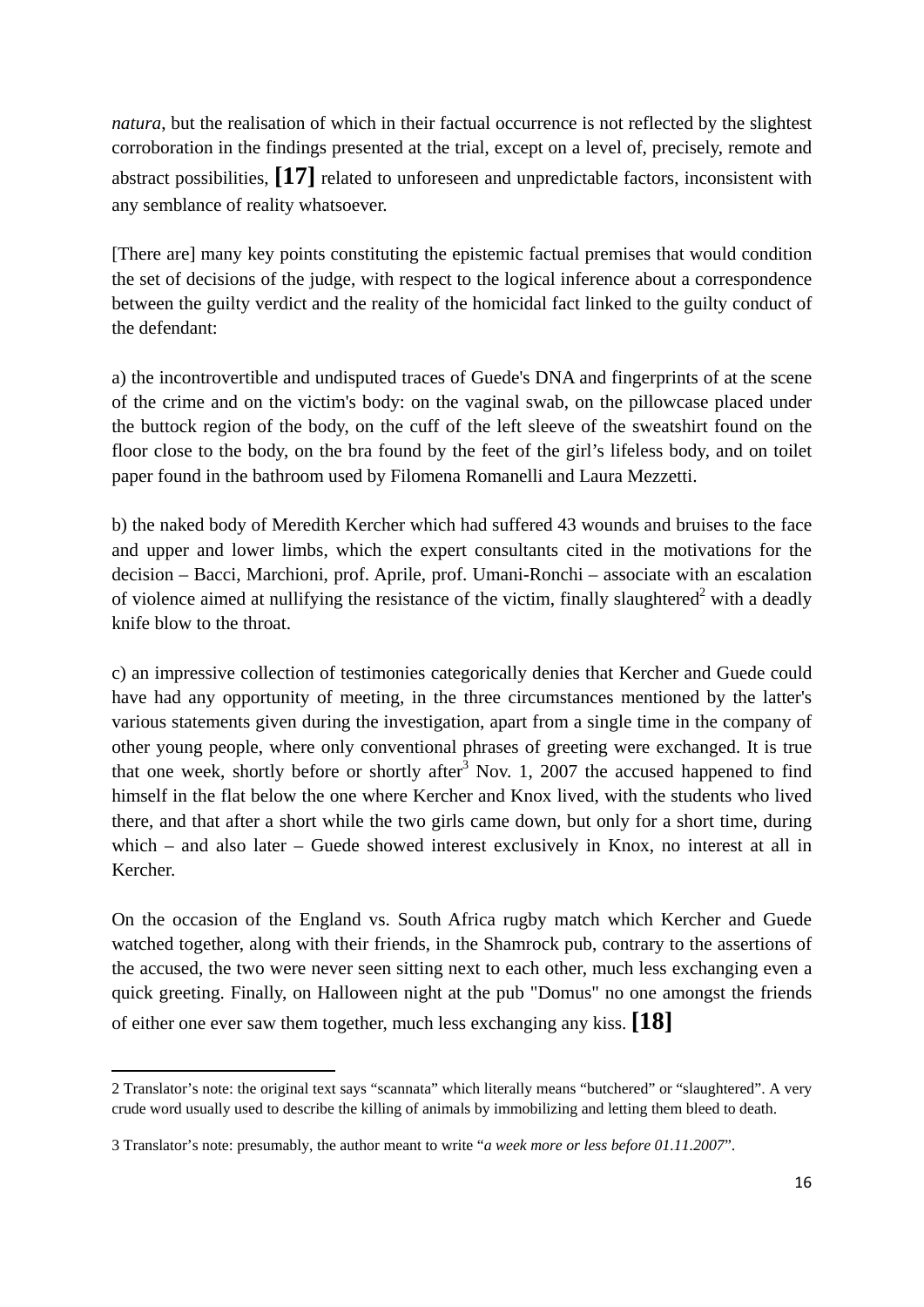*natura*, but the realisation of which in their factual occurrence is not reflected by the slightest corroboration in the findings presented at the trial, except on a level of, precisely, remote and abstract possibilities, **[17]** related to unforeseen and unpredictable factors, inconsistent with any semblance of reality whatsoever.

[There are] many key points constituting the epistemic factual premises that would condition the set of decisions of the judge, with respect to the logical inference about a correspondence between the guilty verdict and the reality of the homicidal fact linked to the guilty conduct of the defendant:

a) the incontrovertible and undisputed traces of Guede's DNA and fingerprints of at the scene of the crime and on the victim's body: on the vaginal swab, on the pillowcase placed under the buttock region of the body, on the cuff of the left sleeve of the sweatshirt found on the floor close to the body, on the bra found by the feet of the girl's lifeless body, and on toilet paper found in the bathroom used by Filomena Romanelli and Laura Mezzetti.

b) the naked body of Meredith Kercher which had suffered 43 wounds and bruises to the face and upper and lower limbs, which the expert consultants cited in the motivations for the decision – Bacci, Marchioni, prof. Aprile, prof. Umani-Ronchi – associate with an escalation of violence aimed at nullifying the resistance of the victim, finally slaughtered[2] with a deadly knife blow to the throat.

c) an impressive collection of testimonies categorically denies that Kercher and Guede could have had any opportunity of meeting, in the three circumstances mentioned by the latter's various statements given during the investigation, apart from a single time in the company of other young people, where only conventional phrases of greeting were exchanged. It is true that one week, shortly before or shortly after[3] Nov. 1, 2007 the accused happened to find himself in the flat below the one where Kercher and Knox lived, with the students who lived there, and that after a short while the two girls came down, but only for a short time, during which – and also later – Guede showed interest exclusively in Knox, no interest at all in Kercher.

On the occasion of the England vs. South Africa rugby match which Kercher and Guede watched together, along with their friends, in the Shamrock pub, contrary to the assertions of the accused, the two were never seen sitting next to each other, much less exchanging even a quick greeting. Finally, on Halloween night at the pub "Domus" no one amongst the friends of either one ever saw them together, much less exchanging any kiss. **[18]**

---

2 Translator's note: the original text says "scannata" which literally means "butchered" or "slaughtered". A very crude word usually used to describe the killing of animals by immobilizing and letting them bleed to death.

3 Translator's note: presumably, the author meant to write "*a week more or less before 01.11.2007*".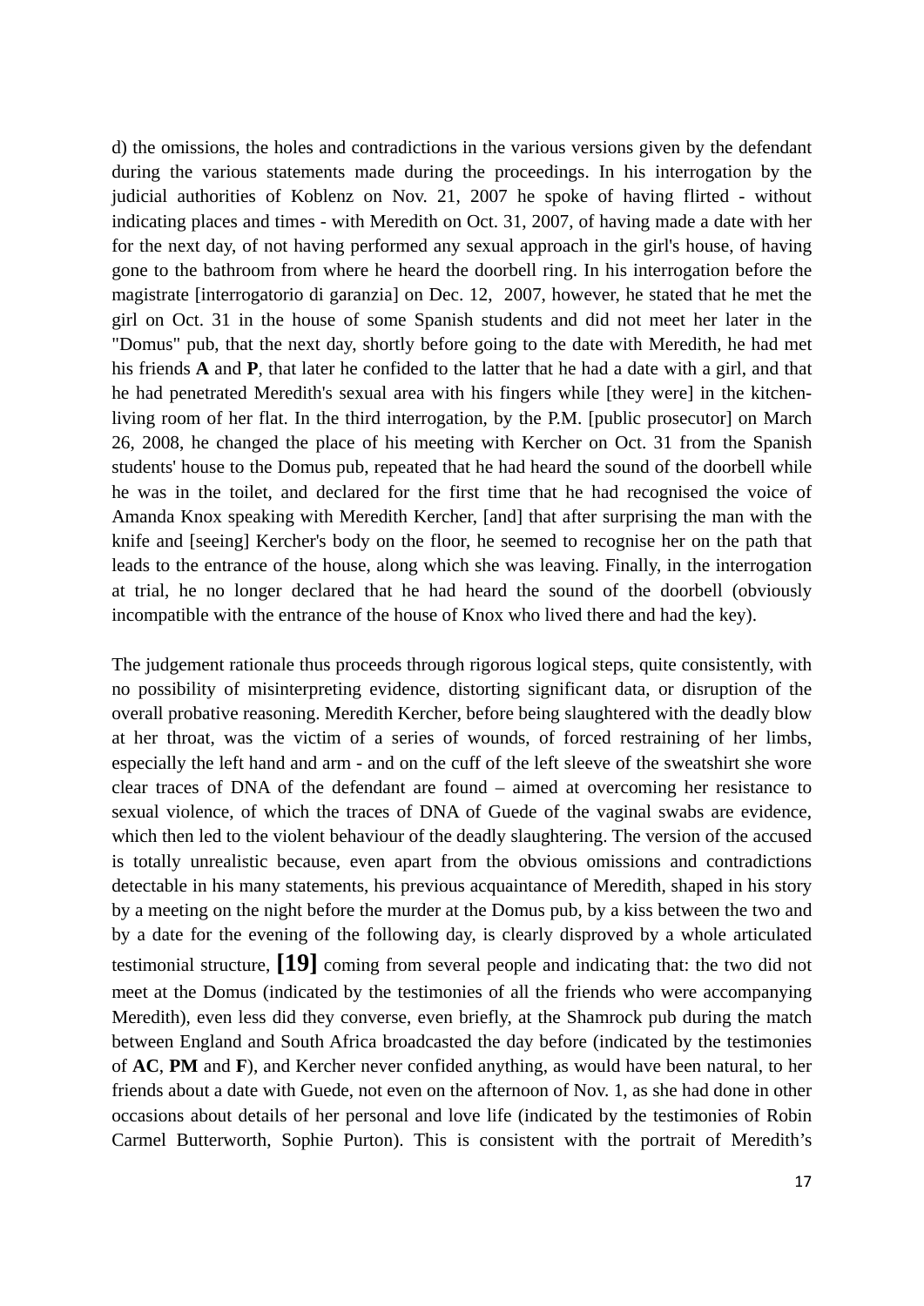d) the omissions, the holes and contradictions in the various versions given by the defendant during the various statements made during the proceedings. In his interrogation by the judicial authorities of Koblenz on Nov. 21, 2007 he spoke of having flirted - without indicating places and times - with Meredith on Oct. 31, 2007, of having made a date with her for the next day, of not having performed any sexual approach in the girl's house, of having gone to the bathroom from where he heard the doorbell ring. In his interrogation before the magistrate [interrogatorio di garanzia] on Dec. 12, 2007, however, he stated that he met the girl on Oct. 31 in the house of some Spanish students and did not meet her later in the "Domus" pub, that the next day, shortly before going to the date with Meredith, he had met his friends **A** and **P**, that later he confided to the latter that he had a date with a girl, and that he had penetrated Meredith's sexual area with his fingers while [they were] in the kitchen-living room of her flat. In the third interrogation, by the P.M. [public prosecutor] on March 26, 2008, he changed the place of his meeting with Kercher on Oct. 31 from the Spanish students' house to the Domus pub, repeated that he had heard the sound of the doorbell while he was in the toilet, and declared for the first time that he had recognised the voice of Amanda Knox speaking with Meredith Kercher, [and] that after surprising the man with the knife and [seeing] Kercher's body on the floor, he seemed to recognise her on the path that leads to the entrance of the house, along which she was leaving. Finally, in the interrogation at trial, he no longer declared that he had heard the sound of the doorbell (obviously incompatible with the entrance of the house of Knox who lived there and had the key).

The judgement rationale thus proceeds through rigorous logical steps, quite consistently, with no possibility of misinterpreting evidence, distorting significant data, or disruption of the overall probative reasoning. Meredith Kercher, before being slaughtered with the deadly blow at her throat, was the victim of a series of wounds, of forced restraining of her limbs, especially the left hand and arm - and on the cuff of the left sleeve of the sweatshirt she wore clear traces of DNA of the defendant are found – aimed at overcoming her resistance to sexual violence, of which the traces of DNA of Guede of the vaginal swabs are evidence, which then led to the violent behaviour of the deadly slaughtering. The version of the accused is totally unrealistic because, even apart from the obvious omissions and contradictions detectable in his many statements, his previous acquaintance of Meredith, shaped in his story by a meeting on the night before the murder at the Domus pub, by a kiss between the two and by a date for the evening of the following day, is clearly disproved by a whole articulated testimonial structure, **[19]** coming from several people and indicating that: the two did not meet at the Domus (indicated by the testimonies of all the friends who were accompanying Meredith), even less did they converse, even briefly, at the Shamrock pub during the match between England and South Africa broadcasted the day before (indicated by the testimonies of **AC**, **PM** and **F**), and Kercher never confided anything, as would have been natural, to her friends about a date with Guede, not even on the afternoon of Nov. 1, as she had done in other occasions about details of her personal and love life (indicated by the testimonies of Robin Carmel Butterworth, Sophie Purton). This is consistent with the portrait of Meredith's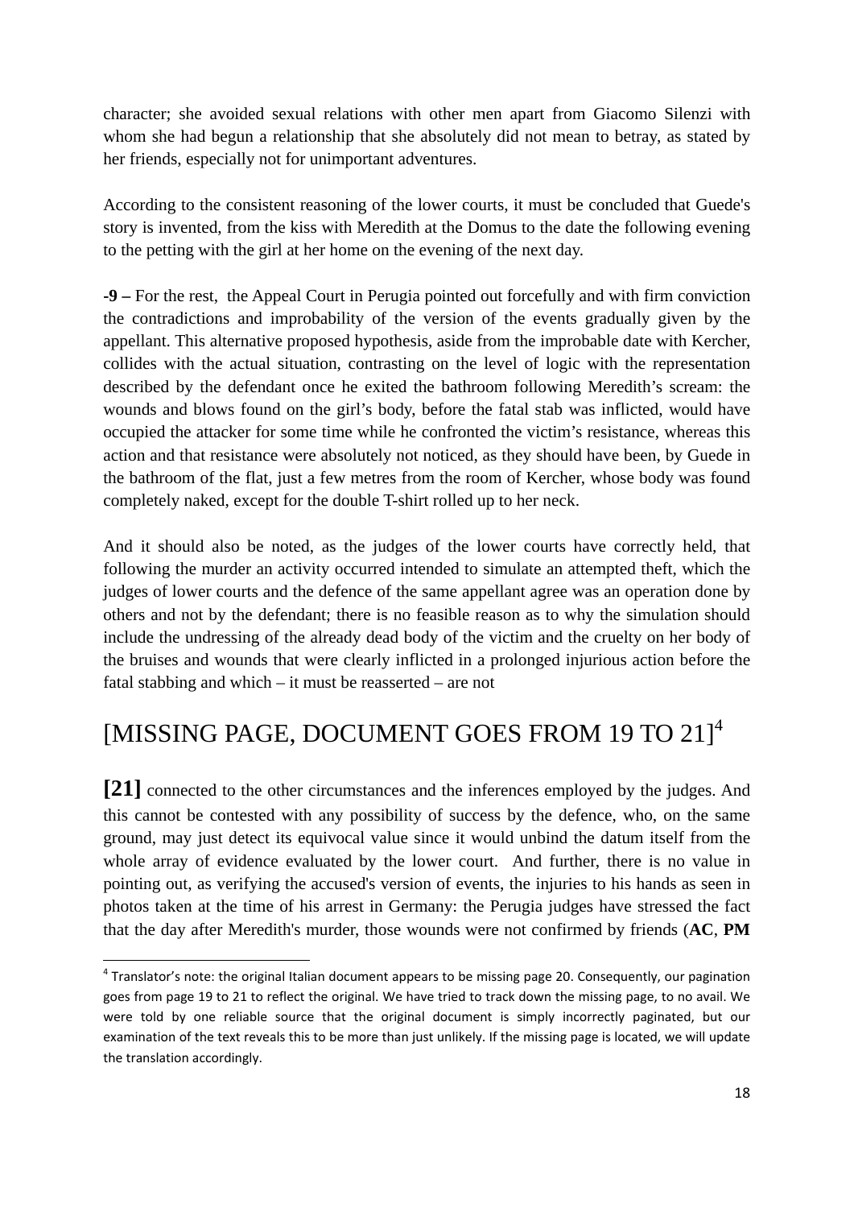character; she avoided sexual relations with other men apart from Giacomo Silenzi with whom she had begun a relationship that she absolutely did not mean to betray, as stated by her friends, especially not for unimportant adventures.

According to the consistent reasoning of the lower courts, it must be concluded that Guede's story is invented, from the kiss with Meredith at the Domus to the date the following evening to the petting with the girl at her home on the evening of the next day.

**-9 –** For the rest, the Appeal Court in Perugia pointed out forcefully and with firm conviction the contradictions and improbability of the version of the events gradually given by the appellant. This alternative proposed hypothesis, aside from the improbable date with Kercher, collides with the actual situation, contrasting on the level of logic with the representation described by the defendant once he exited the bathroom following Meredith's scream: the wounds and blows found on the girl's body, before the fatal stab was inflicted, would have occupied the attacker for some time while he confronted the victim's resistance, whereas this action and that resistance were absolutely not noticed, as they should have been, by Guede in the bathroom of the flat, just a few metres from the room of Kercher, whose body was found completely naked, except for the double T-shirt rolled up to her neck.

And it should also be noted, as the judges of the lower courts have correctly held, that following the murder an activity occurred intended to simulate an attempted theft, which the judges of lower courts and the defence of the same appellant agree was an operation done by others and not by the defendant; there is no feasible reason as to why the simulation should include the undressing of the already dead body of the victim and the cruelty on her body of the bruises and wounds that were clearly inflicted in a prolonged injurious action before the fatal stabbing and which – it must be reasserted – are not

# [MISSING PAGE, DOCUMENT GOES FROM 19 TO 21][4]

**[21]** connected to the other circumstances and the inferences employed by the judges. And this cannot be contested with any possibility of success by the defence, who, on the same ground, may just detect its equivocal value since it would unbind the datum itself from the whole array of evidence evaluated by the lower court. And further, there is no value in pointing out, as verifying the accused's version of events, the injuries to his hands as seen in photos taken at the time of his arrest in Germany: the Perugia judges have stressed the fact that the day after Meredith's murder, those wounds were not confirmed by friends (**AC**, **PM**

[4] Translator's note: the original Italian document appears to be missing page 20. Consequently, our pagination goes from page 19 to 21 to reflect the original. We have tried to track down the missing page, to no avail. We were told by one reliable source that the original document is simply incorrectly paginated, but our examination of the text reveals this to be more than just unlikely. If the missing page is located, we will update the translation accordingly.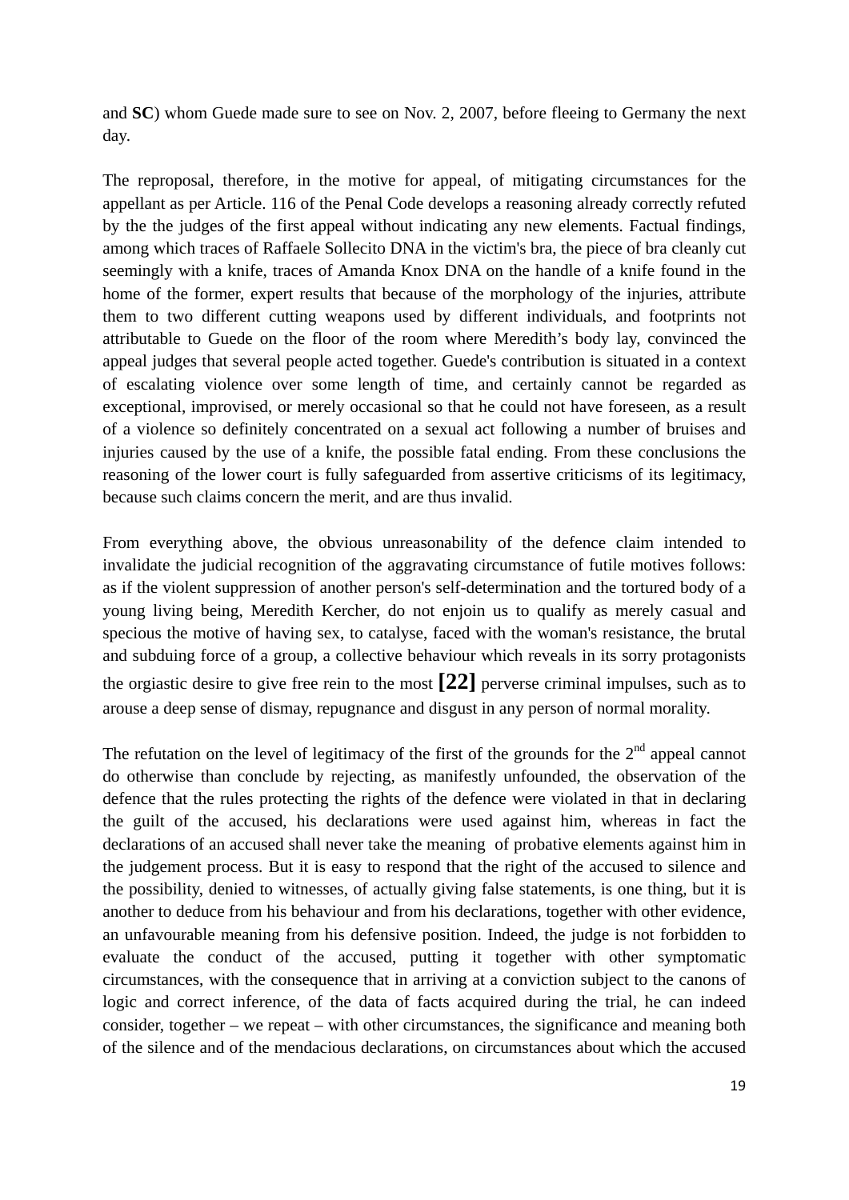and **SC**) whom Guede made sure to see on Nov. 2, 2007, before fleeing to Germany the next day.

The reproposal, therefore, in the motive for appeal, of mitigating circumstances for the appellant as per Article. 116 of the Penal Code develops a reasoning already correctly refuted by the the judges of the first appeal without indicating any new elements. Factual findings, among which traces of Raffaele Sollecito DNA in the victim's bra, the piece of bra cleanly cut seemingly with a knife, traces of Amanda Knox DNA on the handle of a knife found in the home of the former, expert results that because of the morphology of the injuries, attribute them to two different cutting weapons used by different individuals, and footprints not attributable to Guede on the floor of the room where Meredith's body lay, convinced the appeal judges that several people acted together. Guede's contribution is situated in a context of escalating violence over some length of time, and certainly cannot be regarded as exceptional, improvised, or merely occasional so that he could not have foreseen, as a result of a violence so definitely concentrated on a sexual act following a number of bruises and injuries caused by the use of a knife, the possible fatal ending. From these conclusions the reasoning of the lower court is fully safeguarded from assertive criticisms of its legitimacy, because such claims concern the merit, and are thus invalid.

From everything above, the obvious unreasonability of the defence claim intended to invalidate the judicial recognition of the aggravating circumstance of futile motives follows: as if the violent suppression of another person's self-determination and the tortured body of a young living being, Meredith Kercher, do not enjoin us to qualify as merely casual and specious the motive of having sex, to catalyse, faced with the woman's resistance, the brutal and subduing force of a group, a collective behaviour which reveals in its sorry protagonists the orgiastic desire to give free rein to the most **[22]** perverse criminal impulses, such as to arouse a deep sense of dismay, repugnance and disgust in any person of normal morality.

The refutation on the level of legitimacy of the first of the grounds for the 2nd appeal cannot do otherwise than conclude by rejecting, as manifestly unfounded, the observation of the defence that the rules protecting the rights of the defence were violated in that in declaring the guilt of the accused, his declarations were used against him, whereas in fact the declarations of an accused shall never take the meaning of probative elements against him in the judgement process. But it is easy to respond that the right of the accused to silence and the possibility, denied to witnesses, of actually giving false statements, is one thing, but it is another to deduce from his behaviour and from his declarations, together with other evidence, an unfavourable meaning from his defensive position. Indeed, the judge is not forbidden to evaluate the conduct of the accused, putting it together with other symptomatic circumstances, with the consequence that in arriving at a conviction subject to the canons of logic and correct inference, of the data of facts acquired during the trial, he can indeed consider, together – we repeat – with other circumstances, the significance and meaning both of the silence and of the mendacious declarations, on circumstances about which the accused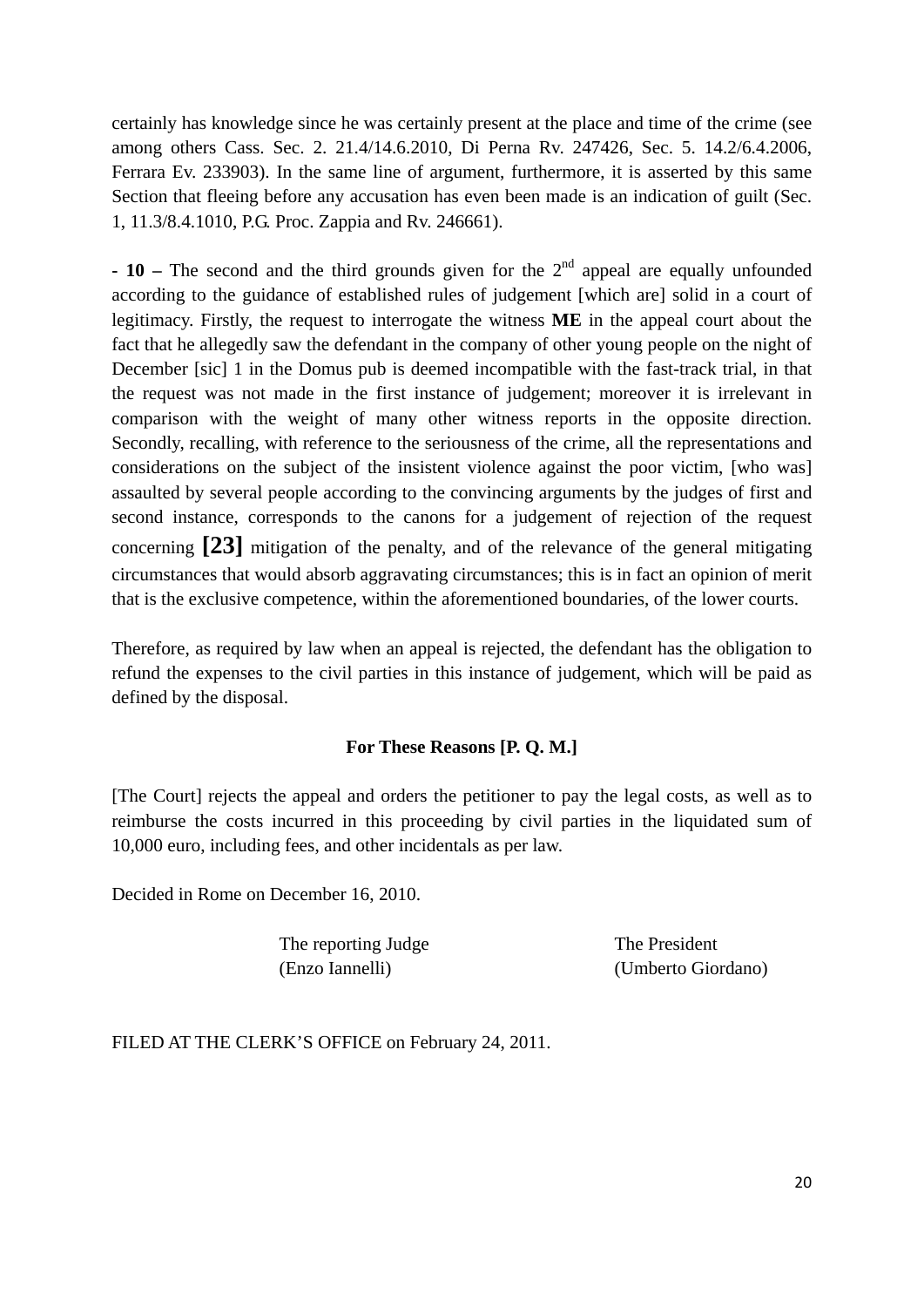certainly has knowledge since he was certainly present at the place and time of the crime (see among others Cass. Sec. 2. 21.4/14.6.2010, Di Perna Rv. 247426, Sec. 5. 14.2/6.4.2006, Ferrara Ev. 233903). In the same line of argument, furthermore, it is asserted by this same Section that fleeing before any accusation has even been made is an indication of guilt (Sec. 1, 11.3/8.4.1010, P.G. Proc. Zappia and Rv. 246661).

**- 10 –** The second and the third grounds given for the 2nd appeal are equally unfounded according to the guidance of established rules of judgement [which are] solid in a court of legitimacy. Firstly, the request to interrogate the witness **ME** in the appeal court about the fact that he allegedly saw the defendant in the company of other young people on the night of December [sic] 1 in the Domus pub is deemed incompatible with the fast-track trial, in that the request was not made in the first instance of judgement; moreover it is irrelevant in comparison with the weight of many other witness reports in the opposite direction. Secondly, recalling, with reference to the seriousness of the crime, all the representations and considerations on the subject of the insistent violence against the poor victim, [who was] assaulted by several people according to the convincing arguments by the judges of first and second instance, corresponds to the canons for a judgement of rejection of the request concerning **[23]** mitigation of the penalty, and of the relevance of the general mitigating circumstances that would absorb aggravating circumstances; this is in fact an opinion of merit that is the exclusive competence, within the aforementioned boundaries, of the lower courts.

Therefore, as required by law when an appeal is rejected, the defendant has the obligation to refund the expenses to the civil parties in this instance of judgement, which will be paid as defined by the disposal.

**For These Reasons [P. Q. M.]**

[The Court] rejects the appeal and orders the petitioner to pay the legal costs, as well as to reimburse the costs incurred in this proceeding by civil parties in the liquidated sum of 10,000 euro, including fees, and other incidentals as per law.

Decided in Rome on December 16, 2010.

The reporting Judge (Enzo Iannelli)

The President (Umberto Giordano)

FILED AT THE CLERK'S OFFICE on February 24, 2011.